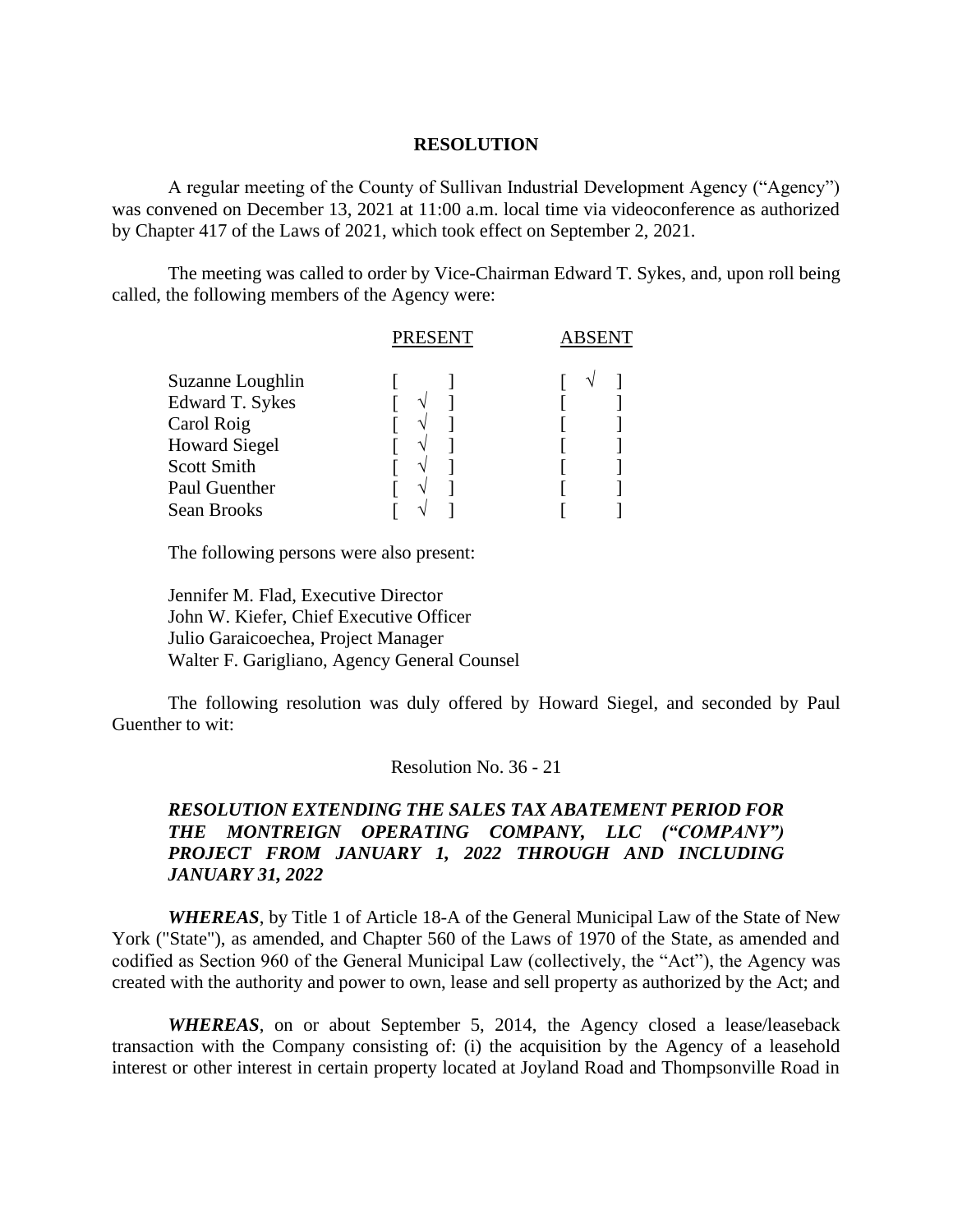# RESOLUTION

A regular meeting of the County of Sullivan Industrial Development Agency ("Agency") was convened on December 13, 2021 at 11:00 a.m. local time via videoconference as authorized by Chapter 417 of the Laws of 2021, which took effect on September 2, 2021.

The meeting was called to order by Vice-Chairman Edward T. Sykes, and, upon roll being called, the following members of the Agency were:

| | PRESENT | ABSENT |
|---|---|---|
| Suzanne Loughlin | [ ] | [ √ ] |
| Edward T. Sykes | [ √ ] | [ ] |
| Carol Roig | [ √ ] | [ ] |
| Howard Siegel | [ √ ] | [ ] |
| Scott Smith | [ √ ] | [ ] |
| Paul Guenther | [ √ ] | [ ] |
| Sean Brooks | [ √ ] | [ ] |

The following persons were also present:

Jennifer M. Flad, Executive Director
John W. Kiefer, Chief Executive Officer
Julio Garaicoechea, Project Manager
Walter F. Garigliano, Agency General Counsel

The following resolution was duly offered by Howard Siegel, and seconded by Paul Guenther to wit:

Resolution No. 36 - 21

***RESOLUTION EXTENDING THE SALES TAX ABATEMENT PERIOD FOR THE MONTREIGN OPERATING COMPANY, LLC ("COMPANY") PROJECT FROM JANUARY 1, 2022 THROUGH AND INCLUDING JANUARY 31, 2022***

***WHEREAS***, by Title 1 of Article 18-A of the General Municipal Law of the State of New York ("State"), as amended, and Chapter 560 of the Laws of 1970 of the State, as amended and codified as Section 960 of the General Municipal Law (collectively, the "Act"), the Agency was created with the authority and power to own, lease and sell property as authorized by the Act; and

***WHEREAS***, on or about September 5, 2014, the Agency closed a lease/leaseback transaction with the Company consisting of: (i) the acquisition by the Agency of a leasehold interest or other interest in certain property located at Joyland Road and Thompsonville Road in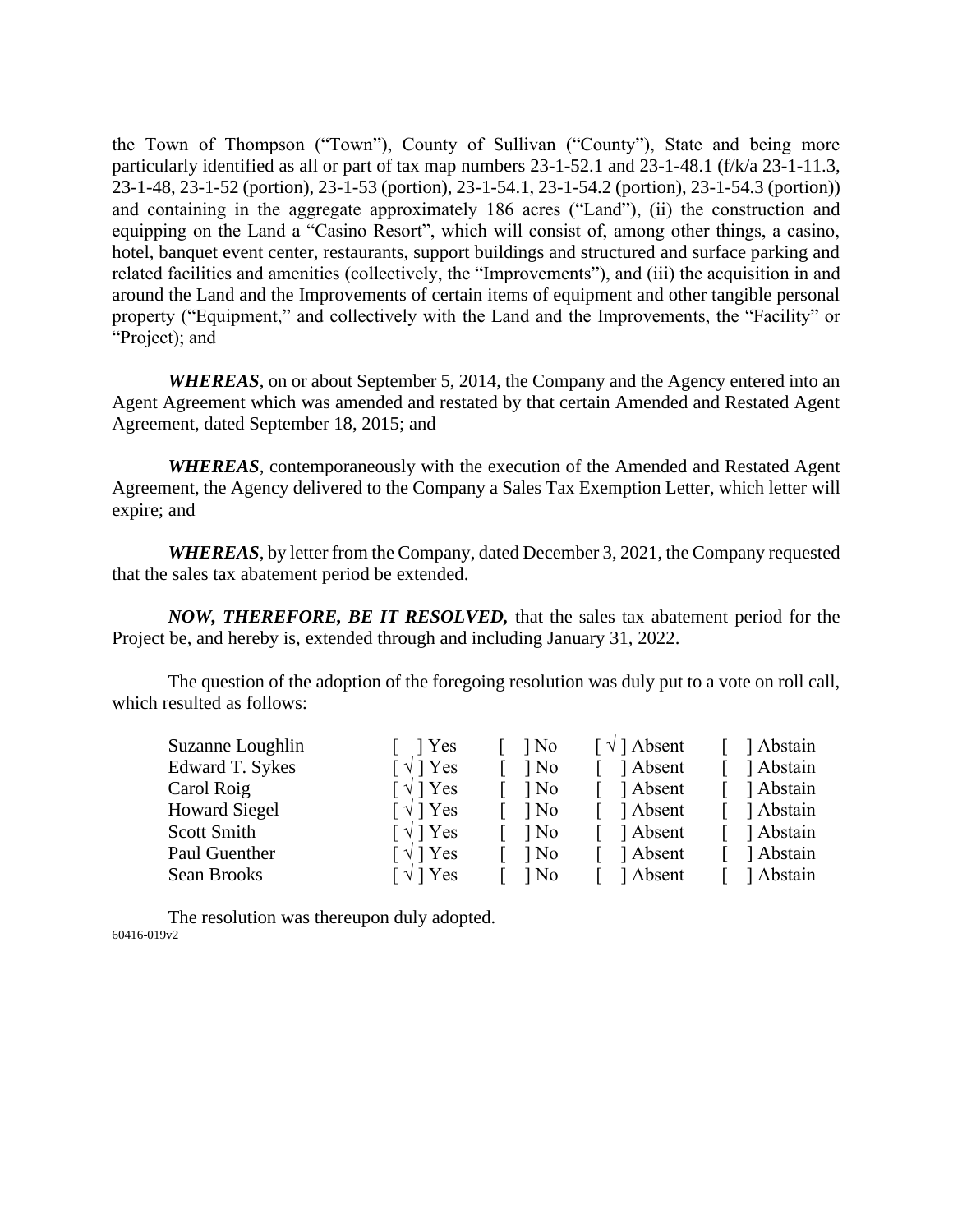the Town of Thompson ("Town"), County of Sullivan ("County"), State and being more particularly identified as all or part of tax map numbers 23-1-52.1 and 23-1-48.1 (f/k/a 23-1-11.3, 23-1-48, 23-1-52 (portion), 23-1-53 (portion), 23-1-54.1, 23-1-54.2 (portion), 23-1-54.3 (portion)) and containing in the aggregate approximately 186 acres ("Land"), (ii) the construction and equipping on the Land a "Casino Resort", which will consist of, among other things, a casino, hotel, banquet event center, restaurants, support buildings and structured and surface parking and related facilities and amenities (collectively, the "Improvements"), and (iii) the acquisition in and around the Land and the Improvements of certain items of equipment and other tangible personal property ("Equipment," and collectively with the Land and the Improvements, the "Facility" or "Project); and

***WHEREAS***, on or about September 5, 2014, the Company and the Agency entered into an Agent Agreement which was amended and restated by that certain Amended and Restated Agent Agreement, dated September 18, 2015; and

***WHEREAS***, contemporaneously with the execution of the Amended and Restated Agent Agreement, the Agency delivered to the Company a Sales Tax Exemption Letter, which letter will expire; and

***WHEREAS***, by letter from the Company, dated December 3, 2021, the Company requested that the sales tax abatement period be extended.

***NOW, THEREFORE, BE IT RESOLVED,*** that the sales tax abatement period for the Project be, and hereby is, extended through and including January 31, 2022.

The question of the adoption of the foregoing resolution was duly put to a vote on roll call, which resulted as follows:

| | | | | |
|---|---|---|---|---|
| Suzanne Loughlin | [ ] Yes | [ ] No | [ √ ] Absent | [ ] Abstain |
| Edward T. Sykes | [ √ ] Yes | [ ] No | [ ] Absent | [ ] Abstain |
| Carol Roig | [ √ ] Yes | [ ] No | [ ] Absent | [ ] Abstain |
| Howard Siegel | [ √ ] Yes | [ ] No | [ ] Absent | [ ] Abstain |
| Scott Smith | [ √ ] Yes | [ ] No | [ ] Absent | [ ] Abstain |
| Paul Guenther | [ √ ] Yes | [ ] No | [ ] Absent | [ ] Abstain |
| Sean Brooks | [ √ ] Yes | [ ] No | [ ] Absent | [ ] Abstain |

The resolution was thereupon duly adopted.

60416-019v2